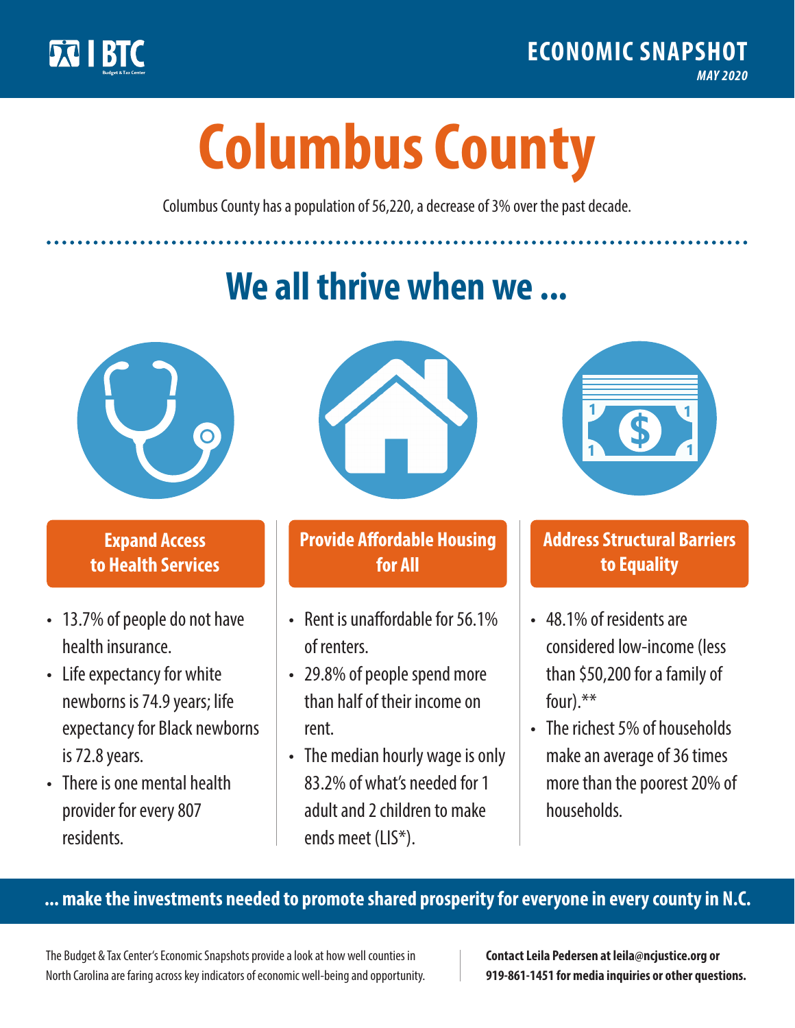BTC Budget & Tax Center

ECONOMIC SNAPSHOT

*MAY 2020*

# Columbus County

Columbus County has a population of 56,220, a decrease of 3% over the past decade.

## We all thrive when we ...

### Expand Access to Health Services

- 13.7% of people do not have health insurance.
- Life expectancy for white newborns is 74.9 years; life expectancy for Black newborns is 72.8 years.
- There is one mental health provider for every 807 residents.

### Provide Affordable Housing for All

- Rent is unaffordable for 56.1% of renters.
- 29.8% of people spend more than half of their income on rent.
- The median hourly wage is only 83.2% of what's needed for 1 adult and 2 children to make ends meet (LIS*).

### Address Structural Barriers to Equality

- 48.1% of residents are considered low-income (less than $50,200 for a family of four).**
- The richest 5% of households make an average of 36 times more than the poorest 20% of households.

**... make the investments needed to promote shared prosperity for everyone in every county in N.C.**

The Budget & Tax Center's Economic Snapshots provide a look at how well counties in North Carolina are faring across key indicators of economic well-being and opportunity.

**Contact Leila Pedersen at leila@ncjustice.org or 919-861-1451 for media inquiries or other questions.**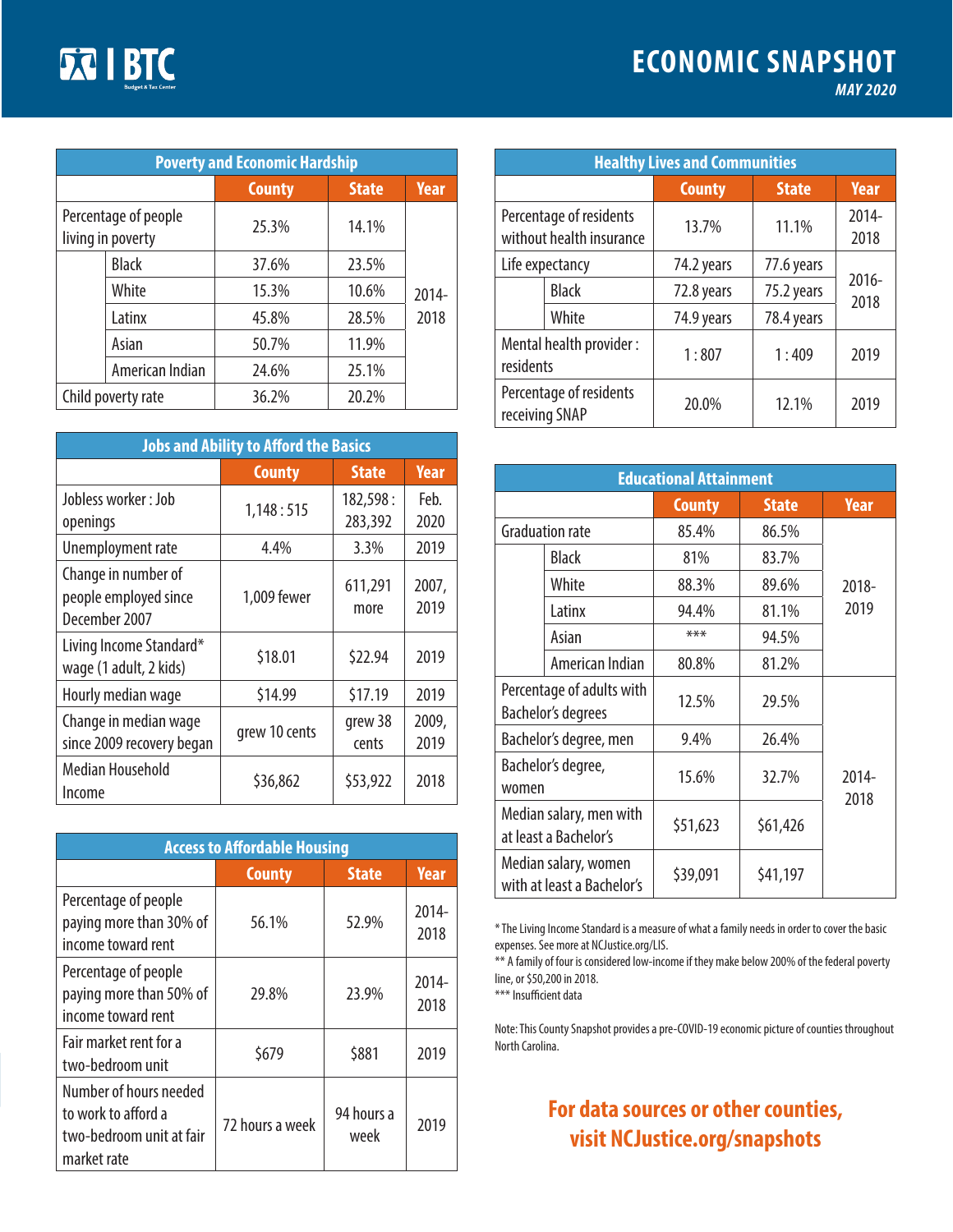# ECONOMIC SNAPSHOT

*MAY 2020*

## Poverty and Economic Hardship

| | | County | State | Year |
|---|---|---|---|---|
| Percentage of people living in poverty | | 25.3% | 14.1% | 2014-2018 |
| | Black | 37.6% | 23.5% | |
| | White | 15.3% | 10.6% | |
| | Latinx | 45.8% | 28.5% | |
| | Asian | 50.7% | 11.9% | |
| | American Indian | 24.6% | 25.1% | |
| Child poverty rate | | 36.2% | 20.2% | |

## Jobs and Ability to Afford the Basics

| | County | State | Year |
|---|---|---|---|
| Jobless worker : Job openings | 1,148 : 515 | 182,598 : 283,392 | Feb. 2020 |
| Unemployment rate | 4.4% | 3.3% | 2019 |
| Change in number of people employed since December 2007 | 1,009 fewer | 611,291 more | 2007, 2019 |
| Living Income Standard* wage (1 adult, 2 kids) | $18.01 | $22.94 | 2019 |
| Hourly median wage | $14.99 | $17.19 | 2019 |
| Change in median wage since 2009 recovery began | grew 10 cents | grew 38 cents | 2009, 2019 |
| Median Household Income | $36,862 | $53,922 | 2018 |

## Access to Affordable Housing

| | County | State | Year |
|---|---|---|---|
| Percentage of people paying more than 30% of income toward rent | 56.1% | 52.9% | 2014-2018 |
| Percentage of people paying more than 50% of income toward rent | 29.8% | 23.9% | 2014-2018 |
| Fair market rent for a two-bedroom unit | $679 | $881 | 2019 |
| Number of hours needed to work to afford a two-bedroom unit at fair market rate | 72 hours a week | 94 hours a week | 2019 |

## Healthy Lives and Communities

| | | County | State | Year |
|---|---|---|---|---|
| Percentage of residents without health insurance | | 13.7% | 11.1% | 2014-2018 |
| Life expectancy | | 74.2 years | 77.6 years | 2016-2018 |
| | Black | 72.8 years | 75.2 years | |
| | White | 74.9 years | 78.4 years | |
| Mental health provider : residents | | 1 : 807 | 1 : 409 | 2019 |
| Percentage of residents receiving SNAP | | 20.0% | 12.1% | 2019 |

## Educational Attainment

| | | County | State | Year |
|---|---|---|---|---|
| Graduation rate | | 85.4% | 86.5% | 2018-2019 |
| | Black | 81% | 83.7% | |
| | White | 88.3% | 89.6% | |
| | Latinx | 94.4% | 81.1% | |
| | Asian | *** | 94.5% | |
| | American Indian | 80.8% | 81.2% | |
| Percentage of adults with Bachelor's degrees | | 12.5% | 29.5% | 2014-2018 |
| Bachelor's degree, men | | 9.4% | 26.4% | |
| Bachelor's degree, women | | 15.6% | 32.7% | |
| Median salary, men with at least a Bachelor's | | $51,623 | $61,426 | |
| Median salary, women with at least a Bachelor's | | $39,091 | $41,197 | |

* The Living Income Standard is a measure of what a family needs in order to cover the basic expenses. See more at NCJustice.org/LIS.

** A family of four is considered low-income if they make below 200% of the federal poverty line, or $50,200 in 2018.

*** Insufficient data

Note: This County Snapshot provides a pre-COVID-19 economic picture of counties throughout North Carolina.

**For data sources or other counties, visit NCJustice.org/snapshots**